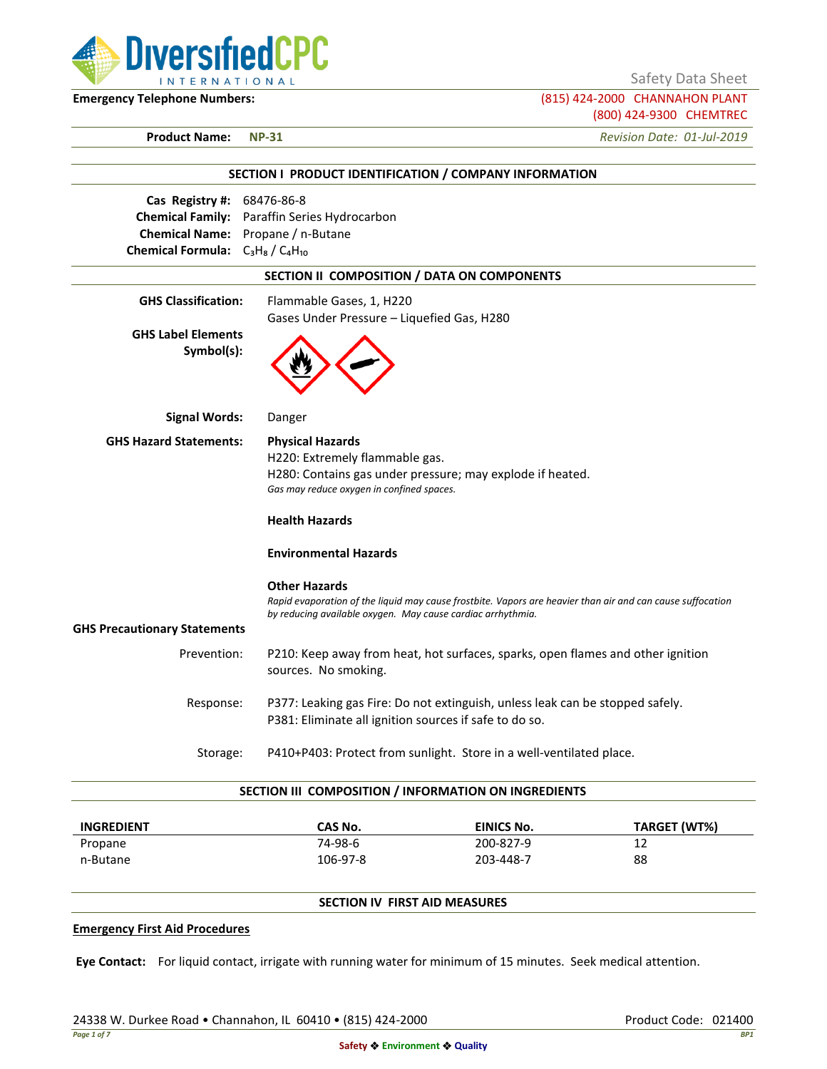DiversifiedCPC INTERNATIONAL

Safety Data Sheet

**Emergency Telephone Numbers:**

(815) 424-2000 CHANNAHON PLANT
(800) 424-9300 CHEMTREC

**Product Name:** **NP-31**

*Revision Date: 01-Jul-2019*

## SECTION I PRODUCT IDENTIFICATION / COMPANY INFORMATION

**Cas Registry #:** 68476-86-8
**Chemical Family:** Paraffin Series Hydrocarbon
**Chemical Name:** Propane / n-Butane
**Chemical Formula:** $C_3H_8$ / $C_4H_{10}$

## SECTION II COMPOSITION / DATA ON COMPONENTS

**GHS Classification:** Flammable Gases, 1, H220
Gases Under Pressure – Liquefied Gas, H280

**GHS Label Elements Symbol(s):**

**Signal Words:** Danger

**GHS Hazard Statements:**

**Physical Hazards**
H220: Extremely flammable gas.
H280: Contains gas under pressure; may explode if heated.
*Gas may reduce oxygen in confined spaces.*

**Health Hazards**

**Environmental Hazards**

**Other Hazards**
*Rapid evaporation of the liquid may cause frostbite. Vapors are heavier than air and can cause suffocation by reducing available oxygen. May cause cardiac arrhythmia.*

**GHS Precautionary Statements**

Prevention: P210: Keep away from heat, hot surfaces, sparks, open flames and other ignition sources. No smoking.

Response: P377: Leaking gas Fire: Do not extinguish, unless leak can be stopped safely.
P381: Eliminate all ignition sources if safe to do so.

Storage: P410+P403: Protect from sunlight. Store in a well-ventilated place.

## SECTION III COMPOSITION / INFORMATION ON INGREDIENTS

| INGREDIENT | CAS No. | EINICS No. | TARGET (WT%) |
|---|---|---|---|
| Propane | 74-98-6 | 200-827-9 | 12 |
| n-Butane | 106-97-8 | 203-448-7 | 88 |

## SECTION IV FIRST AID MEASURES

**Emergency First Aid Procedures**

**Eye Contact:** For liquid contact, irrigate with running water for minimum of 15 minutes. Seek medical attention.

24338 W. Durkee Road • Channahon, IL 60410 • (815) 424-2000

Product Code: 021400

Safety ❖ Environment ❖ Quality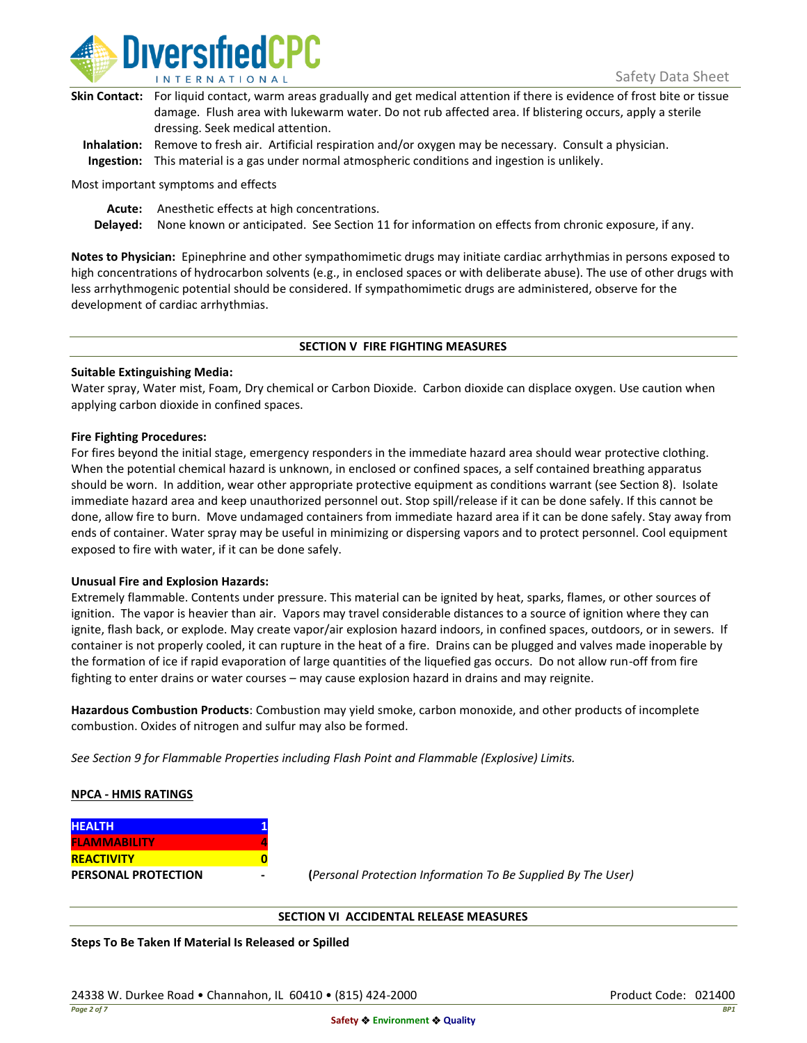**Skin Contact:** For liquid contact, warm areas gradually and get medical attention if there is evidence of frost bite or tissue damage. Flush area with lukewarm water. Do not rub affected area. If blistering occurs, apply a sterile dressing. Seek medical attention.

**Inhalation:** Remove to fresh air. Artificial respiration and/or oxygen may be necessary. Consult a physician.

**Ingestion:** This material is a gas under normal atmospheric conditions and ingestion is unlikely.

Most important symptoms and effects

**Acute:** Anesthetic effects at high concentrations.

**Delayed:** None known or anticipated. See Section 11 for information on effects from chronic exposure, if any.

**Notes to Physician:** Epinephrine and other sympathomimetic drugs may initiate cardiac arrhythmias in persons exposed to high concentrations of hydrocarbon solvents (e.g., in enclosed spaces or with deliberate abuse). The use of other drugs with less arrhythmogenic potential should be considered. If sympathomimetic drugs are administered, observe for the development of cardiac arrhythmias.

## SECTION V FIRE FIGHTING MEASURES

**Suitable Extinguishing Media:**
Water spray, Water mist, Foam, Dry chemical or Carbon Dioxide. Carbon dioxide can displace oxygen. Use caution when applying carbon dioxide in confined spaces.

**Fire Fighting Procedures:**
For fires beyond the initial stage, emergency responders in the immediate hazard area should wear protective clothing. When the potential chemical hazard is unknown, in enclosed or confined spaces, a self contained breathing apparatus should be worn. In addition, wear other appropriate protective equipment as conditions warrant (see Section 8). Isolate immediate hazard area and keep unauthorized personnel out. Stop spill/release if it can be done safely. If this cannot be done, allow fire to burn. Move undamaged containers from immediate hazard area if it can be done safely. Stay away from ends of container. Water spray may be useful in minimizing or dispersing vapors and to protect personnel. Cool equipment exposed to fire with water, if it can be done safely.

**Unusual Fire and Explosion Hazards:**
Extremely flammable. Contents under pressure. This material can be ignited by heat, sparks, flames, or other sources of ignition. The vapor is heavier than air. Vapors may travel considerable distances to a source of ignition where they can ignite, flash back, or explode. May create vapor/air explosion hazard indoors, in confined spaces, outdoors, or in sewers. If container is not properly cooled, it can rupture in the heat of a fire. Drains can be plugged and valves made inoperable by the formation of ice if rapid evaporation of large quantities of the liquefied gas occurs. Do not allow run-off from fire fighting to enter drains or water courses – may cause explosion hazard in drains and may reignite.

**Hazardous Combustion Products**: Combustion may yield smoke, carbon monoxide, and other products of incomplete combustion. Oxides of nitrogen and sulfur may also be formed.

*See Section 9 for Flammable Properties including Flash Point and Flammable (Explosive) Limits.*

**NPCA - HMIS RATINGS**

| | |
|---|---|
| HEALTH | 1 |
| FLAMMABILITY | 4 |
| REACTIVITY | 0 |
| PERSONAL PROTECTION | - |

(*Personal Protection Information To Be Supplied By The User)*

## SECTION VI ACCIDENTAL RELEASE MEASURES

**Steps To Be Taken If Material Is Released or Spilled**

24338 W. Durkee Road • Channahon, IL 60410 • (815) 424-2000

Product Code: 021400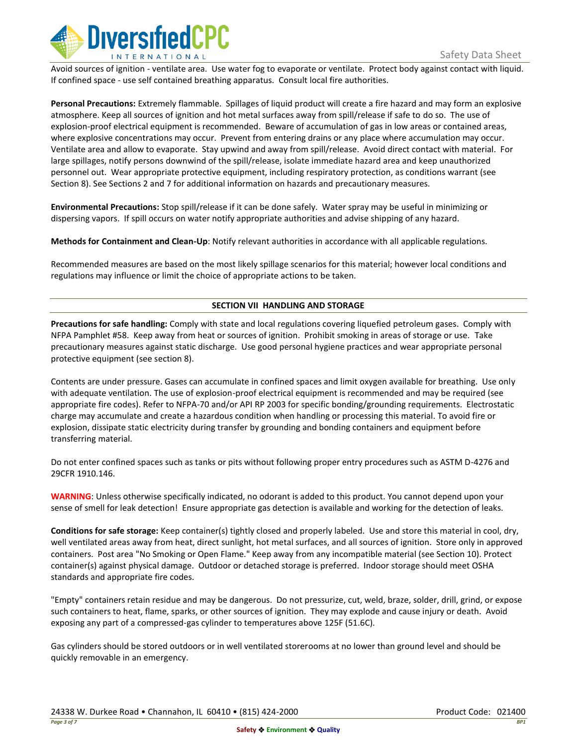Avoid sources of ignition - ventilate area.  Use water fog to evaporate or ventilate.  Protect body against contact with liquid.  If confined space - use self contained breathing apparatus.  Consult local fire authorities.

**Personal Precautions:** Extremely flammable.  Spillages of liquid product will create a fire hazard and may form an explosive atmosphere. Keep all sources of ignition and hot metal surfaces away from spill/release if safe to do so.  The use of explosion-proof electrical equipment is recommended.  Beware of accumulation of gas in low areas or contained areas, where explosive concentrations may occur.  Prevent from entering drains or any place where accumulation may occur.  Ventilate area and allow to evaporate.  Stay upwind and away from spill/release.  Avoid direct contact with material.  For large spillages, notify persons downwind of the spill/release, isolate immediate hazard area and keep unauthorized personnel out.  Wear appropriate protective equipment, including respiratory protection, as conditions warrant (see Section 8). See Sections 2 and 7 for additional information on hazards and precautionary measures.

**Environmental Precautions:** Stop spill/release if it can be done safely.  Water spray may be useful in minimizing or dispersing vapors.  If spill occurs on water notify appropriate authorities and advise shipping of any hazard.

**Methods for Containment and Clean-Up**: Notify relevant authorities in accordance with all applicable regulations.

Recommended measures are based on the most likely spillage scenarios for this material; however local conditions and regulations may influence or limit the choice of appropriate actions to be taken.

## SECTION VII  HANDLING AND STORAGE

**Precautions for safe handling:** Comply with state and local regulations covering liquefied petroleum gases.  Comply with NFPA Pamphlet #58.  Keep away from heat or sources of ignition.  Prohibit smoking in areas of storage or use.  Take precautionary measures against static discharge.  Use good personal hygiene practices and wear appropriate personal protective equipment (see section 8).

Contents are under pressure. Gases can accumulate in confined spaces and limit oxygen available for breathing.  Use only with adequate ventilation. The use of explosion-proof electrical equipment is recommended and may be required (see appropriate fire codes). Refer to NFPA-70 and/or API RP 2003 for specific bonding/grounding requirements.  Electrostatic charge may accumulate and create a hazardous condition when handling or processing this material. To avoid fire or explosion, dissipate static electricity during transfer by grounding and bonding containers and equipment before transferring material.

Do not enter confined spaces such as tanks or pits without following proper entry procedures such as ASTM D-4276 and 29CFR 1910.146.

**WARNING**: Unless otherwise specifically indicated, no odorant is added to this product. You cannot depend upon your sense of smell for leak detection!  Ensure appropriate gas detection is available and working for the detection of leaks.

**Conditions for safe storage:** Keep container(s) tightly closed and properly labeled.  Use and store this material in cool, dry, well ventilated areas away from heat, direct sunlight, hot metal surfaces, and all sources of ignition.  Store only in approved containers.  Post area "No Smoking or Open Flame." Keep away from any incompatible material (see Section 10). Protect container(s) against physical damage.  Outdoor or detached storage is preferred.  Indoor storage should meet OSHA standards and appropriate fire codes.

"Empty" containers retain residue and may be dangerous.  Do not pressurize, cut, weld, braze, solder, drill, grind, or expose such containers to heat, flame, sparks, or other sources of ignition.  They may explode and cause injury or death.  Avoid exposing any part of a compressed-gas cylinder to temperatures above 125F (51.6C).

Gas cylinders should be stored outdoors or in well ventilated storerooms at no lower than ground level and should be quickly removable in an emergency.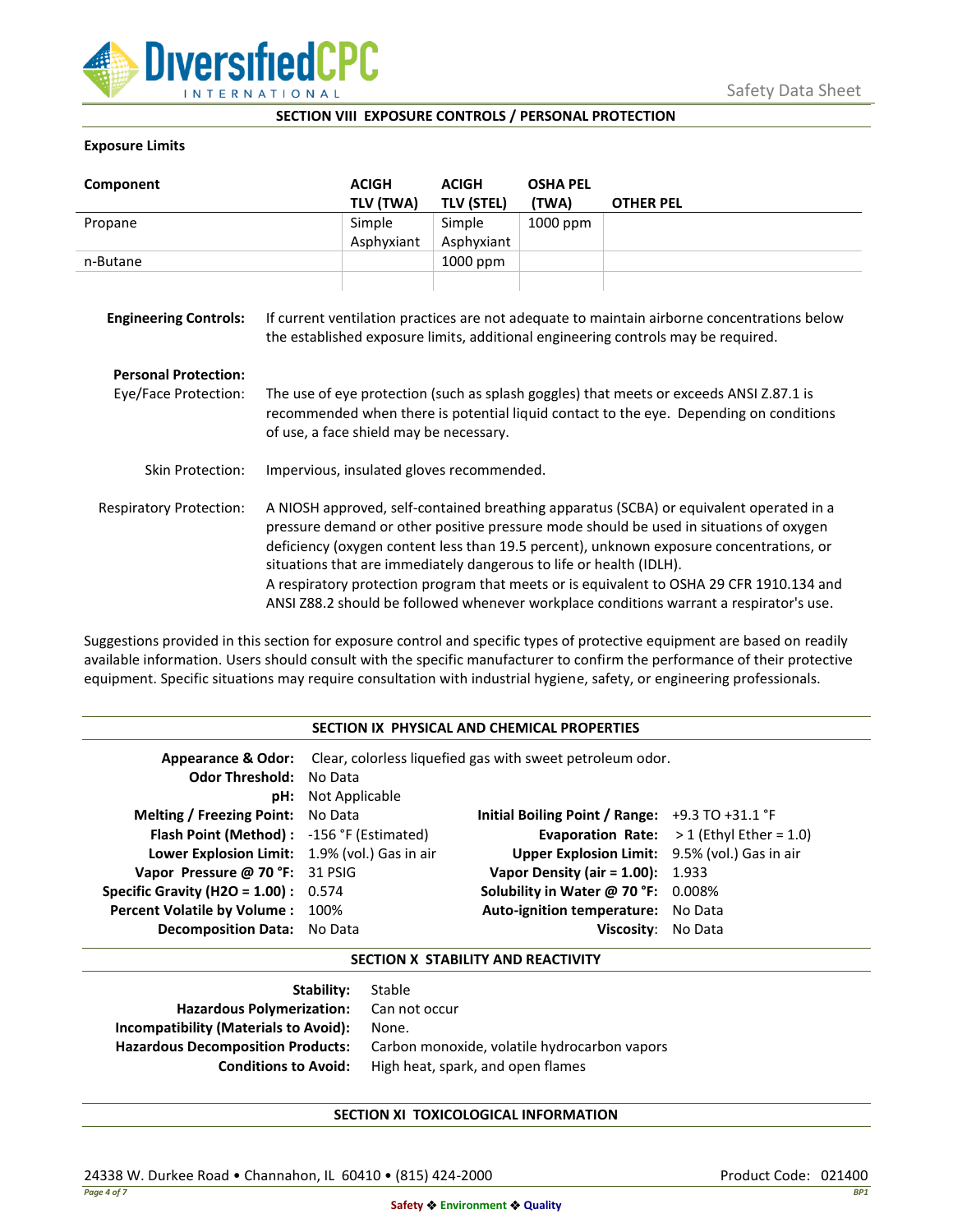## SECTION VIII EXPOSURE CONTROLS / PERSONAL PROTECTION

**Exposure Limits**

| Component | ACIGH TLV (TWA) | ACIGH TLV (STEL) | OSHA PEL (TWA) | OTHER PEL |
|---|---|---|---|---|
| Propane | Simple Asphyxiant | Simple Asphyxiant | 1000 ppm | |
| n-Butane | | 1000 ppm | | |
| | | | | |

**Engineering Controls:** If current ventilation practices are not adequate to maintain airborne concentrations below the established exposure limits, additional engineering controls may be required.

**Personal Protection:**

Eye/Face Protection: The use of eye protection (such as splash goggles) that meets or exceeds ANSI Z.87.1 is recommended when there is potential liquid contact to the eye. Depending on conditions of use, a face shield may be necessary.

Skin Protection: Impervious, insulated gloves recommended.

Respiratory Protection: A NIOSH approved, self-contained breathing apparatus (SCBA) or equivalent operated in a pressure demand or other positive pressure mode should be used in situations of oxygen deficiency (oxygen content less than 19.5 percent), unknown exposure concentrations, or situations that are immediately dangerous to life or health (IDLH).
A respiratory protection program that meets or is equivalent to OSHA 29 CFR 1910.134 and ANSI Z88.2 should be followed whenever workplace conditions warrant a respirator's use.

Suggestions provided in this section for exposure control and specific types of protective equipment are based on readily available information. Users should consult with the specific manufacturer to confirm the performance of their protective equipment. Specific situations may require consultation with industrial hygiene, safety, or engineering professionals.

## SECTION IX PHYSICAL AND CHEMICAL PROPERTIES

**Appearance & Odor:** Clear, colorless liquefied gas with sweet petroleum odor.
**Odor Threshold:** No Data
**pH:** Not Applicable

| | | | |
|---|---|---|---|
| **Melting / Freezing Point:** | No Data | **Initial Boiling Point / Range:** | +9.3 TO +31.1 °F |
| **Flash Point (Method) :** | -156 °F (Estimated) | **Evaporation Rate:** | > 1 (Ethyl Ether = 1.0) |
| **Lower Explosion Limit:** | 1.9% (vol.) Gas in air | **Upper Explosion Limit:** | 9.5% (vol.) Gas in air |
| **Vapor Pressure @ 70 °F:** | 31 PSIG | **Vapor Density (air = 1.00):** | 1.933 |
| **Specific Gravity (H2O = 1.00) :** | 0.574 | **Solubility in Water @ 70 °F:** | 0.008% |
| **Percent Volatile by Volume :** | 100% | **Auto-ignition temperature:** | No Data |
| **Decomposition Data:** | No Data | **Viscosity:** | No Data |

## SECTION X STABILITY AND REACTIVITY

**Stability:** Stable
**Hazardous Polymerization:** Can not occur
**Incompatibility (Materials to Avoid):** None.
**Hazardous Decomposition Products:** Carbon monoxide, volatile hydrocarbon vapors
**Conditions to Avoid:** High heat, spark, and open flames

## SECTION XI TOXICOLOGICAL INFORMATION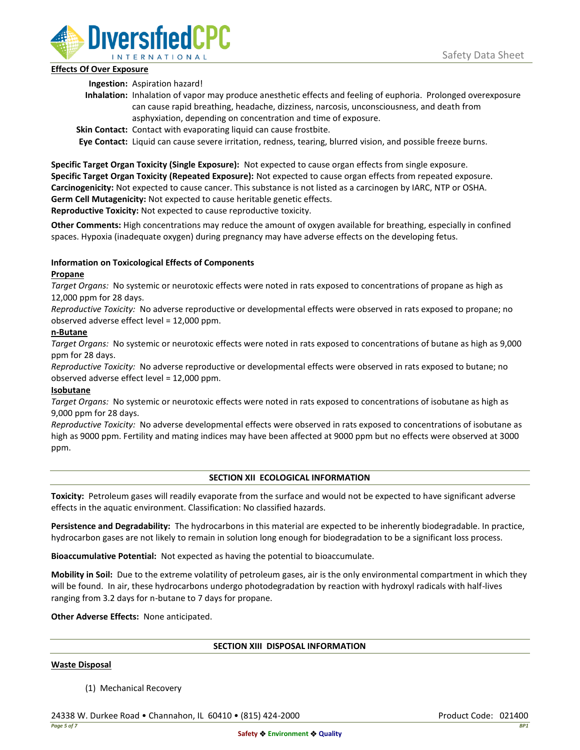**Effects Of Over Exposure**

**Ingestion:** Aspiration hazard!

**Inhalation:** Inhalation of vapor may produce anesthetic effects and feeling of euphoria. Prolonged overexposure can cause rapid breathing, headache, dizziness, narcosis, unconsciousness, and death from asphyxiation, depending on concentration and time of exposure.

**Skin Contact:** Contact with evaporating liquid can cause frostbite.

**Eye Contact:** Liquid can cause severe irritation, redness, tearing, blurred vision, and possible freeze burns.

**Specific Target Organ Toxicity (Single Exposure):** Not expected to cause organ effects from single exposure.
**Specific Target Organ Toxicity (Repeated Exposure):** Not expected to cause organ effects from repeated exposure.
**Carcinogenicity:** Not expected to cause cancer. This substance is not listed as a carcinogen by IARC, NTP or OSHA.
**Germ Cell Mutagenicity:** Not expected to cause heritable genetic effects.
**Reproductive Toxicity:** Not expected to cause reproductive toxicity.

**Other Comments:** High concentrations may reduce the amount of oxygen available for breathing, especially in confined spaces. Hypoxia (inadequate oxygen) during pregnancy may have adverse effects on the developing fetus.

**Information on Toxicological Effects of Components**

**Propane**

*Target Organs:* No systemic or neurotoxic effects were noted in rats exposed to concentrations of propane as high as 12,000 ppm for 28 days.

*Reproductive Toxicity:* No adverse reproductive or developmental effects were observed in rats exposed to propane; no observed adverse effect level = 12,000 ppm.

**n-Butane**

*Target Organs:* No systemic or neurotoxic effects were noted in rats exposed to concentrations of butane as high as 9,000 ppm for 28 days.

*Reproductive Toxicity:* No adverse reproductive or developmental effects were observed in rats exposed to butane; no observed adverse effect level = 12,000 ppm.

**Isobutane**

*Target Organs:* No systemic or neurotoxic effects were noted in rats exposed to concentrations of isobutane as high as 9,000 ppm for 28 days.

*Reproductive Toxicity:* No adverse developmental effects were observed in rats exposed to concentrations of isobutane as high as 9000 ppm. Fertility and mating indices may have been affected at 9000 ppm but no effects were observed at 3000 ppm.

## SECTION XII ECOLOGICAL INFORMATION

**Toxicity:** Petroleum gases will readily evaporate from the surface and would not be expected to have significant adverse effects in the aquatic environment. Classification: No classified hazards.

**Persistence and Degradability:** The hydrocarbons in this material are expected to be inherently biodegradable. In practice, hydrocarbon gases are not likely to remain in solution long enough for biodegradation to be a significant loss process.

**Bioaccumulative Potential:** Not expected as having the potential to bioaccumulate.

**Mobility in Soil:** Due to the extreme volatility of petroleum gases, air is the only environmental compartment in which they will be found. In air, these hydrocarbons undergo photodegradation by reaction with hydroxyl radicals with half-lives ranging from 3.2 days for n-butane to 7 days for propane.

**Other Adverse Effects:** None anticipated.

## SECTION XIII DISPOSAL INFORMATION

**Waste Disposal**

(1) Mechanical Recovery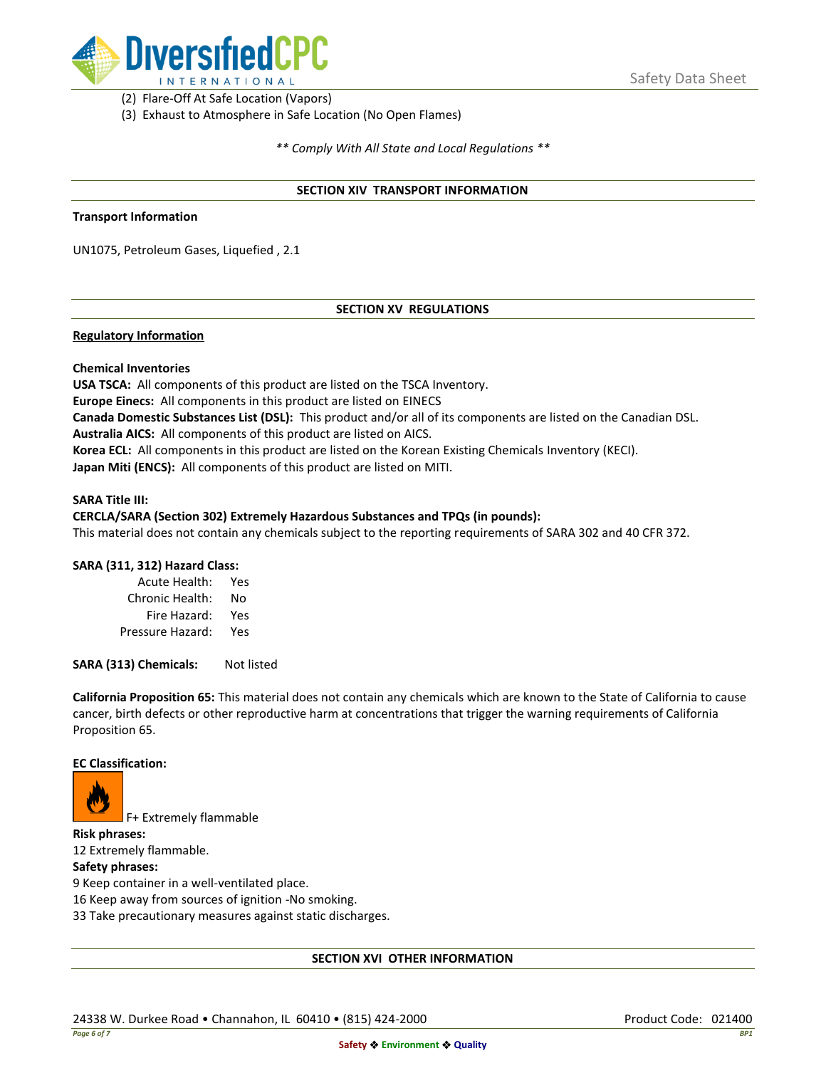(2) Flare-Off At Safe Location (Vapors)
(3) Exhaust to Atmosphere in Safe Location (No Open Flames)

*\*\* Comply With All State and Local Regulations \*\**

## SECTION XIV TRANSPORT INFORMATION

**Transport Information**

UN1075, Petroleum Gases, Liquefied , 2.1

## SECTION XV REGULATIONS

**Regulatory Information**

**Chemical Inventories**
**USA TSCA:** All components of this product are listed on the TSCA Inventory.
**Europe Einecs:** All components in this product are listed on EINECS
**Canada Domestic Substances List (DSL):** This product and/or all of its components are listed on the Canadian DSL.
**Australia AICS:** All components of this product are listed on AICS.
**Korea ECL:** All components in this product are listed on the Korean Existing Chemicals Inventory (KECI).
**Japan Miti (ENCS):** All components of this product are listed on MITI.

**SARA Title III:**
**CERCLA/SARA (Section 302) Extremely Hazardous Substances and TPQs (in pounds):**
This material does not contain any chemicals subject to the reporting requirements of SARA 302 and 40 CFR 372.

**SARA (311, 312) Hazard Class:**

| | |
|---|---|
| Acute Health: | Yes |
| Chronic Health: | No |
| Fire Hazard: | Yes |
| Pressure Hazard: | Yes |

**SARA (313) Chemicals:** Not listed

**California Proposition 65:** This material does not contain any chemicals which are known to the State of California to cause cancer, birth defects or other reproductive harm at concentrations that trigger the warning requirements of California Proposition 65.

**EC Classification:**

F+ Extremely flammable

**Risk phrases:**
12 Extremely flammable.

**Safety phrases:**
9 Keep container in a well-ventilated place.
16 Keep away from sources of ignition -No smoking.
33 Take precautionary measures against static discharges.

## SECTION XVI OTHER INFORMATION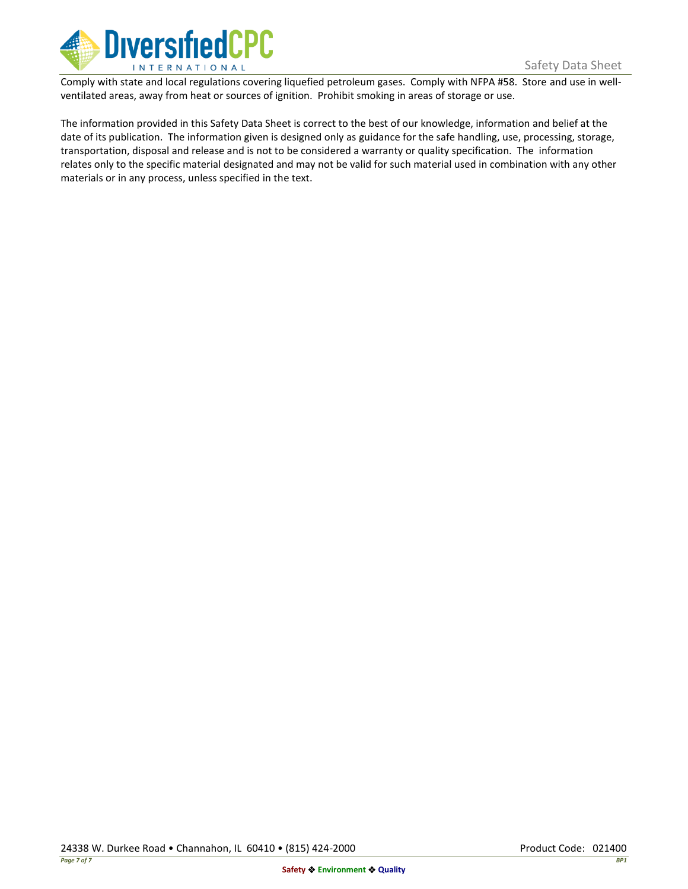Comply with state and local regulations covering liquefied petroleum gases. Comply with NFPA #58. Store and use in well-ventilated areas, away from heat or sources of ignition. Prohibit smoking in areas of storage or use.

The information provided in this Safety Data Sheet is correct to the best of our knowledge, information and belief at the date of its publication. The information given is designed only as guidance for the safe handling, use, processing, storage, transportation, disposal and release and is not to be considered a warranty or quality specification. The information relates only to the specific material designated and may not be valid for such material used in combination with any other materials or in any process, unless specified in the text.